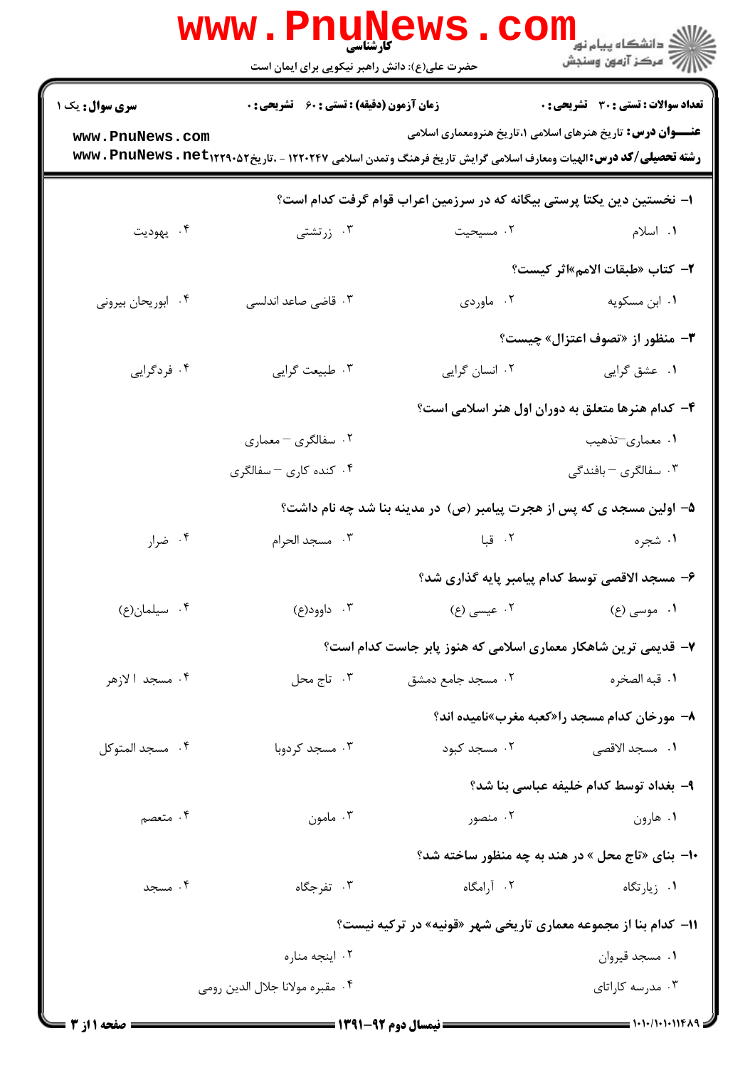کارشناسی

حضرت علی(ع): دانش راهبر نیکویی برای ایمان است

**سری سوال:** یک ۱

**زمان آزمون (دقیقه) : تستی : ۶۰ تشریحی : ۰**

**تعداد سوالات : تستی : ۳۰ تشریحی : ۰**

**عنـــوان درس:** تاریخ هنرهای اسلامی ۱،تاریخ هنرومعماری اسلامی

**رشته تحصیلی/کد درس:** الهیات ومعارف اسلامی گرایش تاریخ فرهنگ وتمدن اسلامی ۱۲۲۰۲۴۷ - ،تاریخ۱۲۲۹۰۵۲

۱- نخستین دین یکتا پرستی بیگانه که در سرزمین اعراب قوام گرفت کدام است؟

۱. اسلام ۲. مسیحیت ۳. زرتشتی ۴. یهودیت

۲- کتاب «طبقات الامم»اثر کیست؟

۱. ابن مسکویه ۲. ماوردی ۳. قاضی صاعد اندلسی ۴. ابوریحان بیرونی

۳- منظور از «تصوف اعتزال» چیست؟

۱. عشق گرایی ۲. انسان گرایی ۳. طبیعت گرایی ۴. فردگرایی

۴- کدام هنرها متعلق به دوران اول هنر اسلامی است؟

۱. معماری–تذهیب ۲. سفالگری – معماری ۳. سفالگری – بافندگی ۴. کنده کاری – سفالگری

۵- اولین مسجد ی که پس از هجرت پیامبر (ص) در مدینه بنا شد چه نام داشت؟

۱. شجره ۲. قبا ۳. مسجد الحرام ۴. ضرار

۶- مسجد الاقصی توسط کدام پیامبر پایه گذاری شد؟

۱. موسی (ع) ۲. عیسی (ع) ۳. داوود(ع) ۴. سیلمان(ع)

۷- قدیمی ترین شاهکار معماری اسلامی که هنوز پابر جاست کدام است؟

۱. قبه الصخره ۲. مسجد جامع دمشق ۳. تاج محل ۴. مسجد ا لازهر

۸- مورخان کدام مسجد را«کعبه مغرب»نامیده اند؟

۱. مسجد الاقصی ۲. مسجد کبود ۳. مسجد کردوبا ۴. مسجد المتوکل

۹- بغداد توسط کدام خلیفه عباسی بنا شد؟

۱. هارون ۲. منصور ۳. مامون ۴. متعصم

۱۰- بنای «تاج محل » در هند به چه منظور ساخته شد؟

۱. زیارتگاه ۲. آرامگاه ۳. تفرجگاه ۴. مسجد

۱۱- کدام بنا از مجموعه معماری تاریخی شهر «قونیه» در ترکیه نیست؟

۱. مسجد قیروان ۲. اینجه مناره ۳. مدرسه کاراتای ۴. مقبره مولانا جلال الدین رومی

نیمسال دوم ۹۲-۱۳۹۱

۱۰۱۰/۱۰۱۰۱۱۴۸۹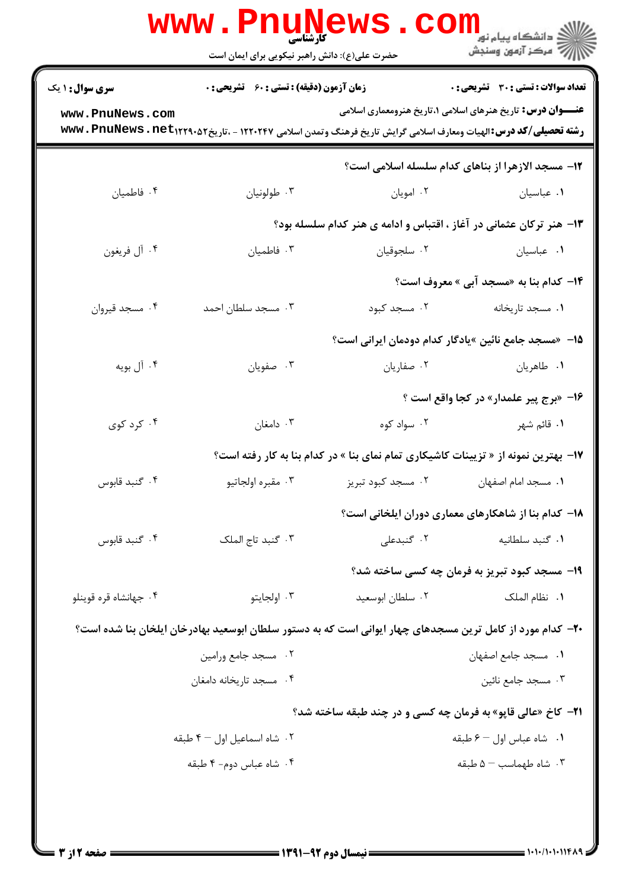۱۲- مسجد الازهرا از بناهای کدام سلسله اسلامی است؟

۱. عباسیان
۲. امویان
۳. طولونیان
۴. فاطمیان

۱۳- هنر ترکان عثمانی در آغاز ، اقتباس و ادامه ی هنر کدام سلسله بود؟

۱. عباسیان
۲. سلجوقیان
۳. فاطمیان
۴. آل فریغون

۱۴- کدام بنا به «مسجد آبی » معروف است؟

۱. مسجد تاریخانه
۲. مسجد کبود
۳. مسجد سلطان احمد
۴. مسجد قیروان

۱۵- «مسجد جامع نائین »یادگار کدام دودمان ایرانی است؟

۱. طاهریان
۲. صفاریان
۳. صفویان
۴. آل بویه

۱۶- «برج پیر علمدار» در کجا واقع است ؟

۱. قائم شهر
۲. سواد کوه
۳. دامغان
۴. کرد کوی

۱۷- بهترین نمونه از « تزیینات کاشیکاری تمام نمای بنا » در کدام بنا به کار رفته است؟

۱. مسجد امام اصفهان
۲. مسجد کبود تبریز
۳. مقبره اولجاتیو
۴. گنبد قابوس

۱۸- کدام بنا از شاهکارهای معماری دوران ایلخانی است؟

۱. گنبد سلطانیه
۲. گنبدعلی
۳. گنبد تاج الملک
۴. گنبد قابوس

۱۹- مسجد کبود تبریز به فرمان چه کسی ساخته شد؟

۱. نظام الملک
۲. سلطان ابوسعید
۳. اولجایتو
۴. جهانشاه قره قوینلو

۲۰- کدام مورد از کامل ترین مسجدهای چهار ایوانی است که به دستور سلطان ابوسعید بهادرخان ایلخان بنا شده است؟

۱. مسجد جامع اصفهان
۲. مسجد جامع ورامین
۳. مسجد جامع نائین
۴. مسجد تاریخانه دامغان

۲۱- کاخ «عالی قاپو» به فرمان چه کسی و در چند طبقه ساخته شد؟

۱. شاه عباس اول – ۶ طبقه
۲. شاه اسماعیل اول – ۴ طبقه
۳. شاه طهماسب – ۵ طبقه
۴. شاه عباس دوم- ۴ طبقه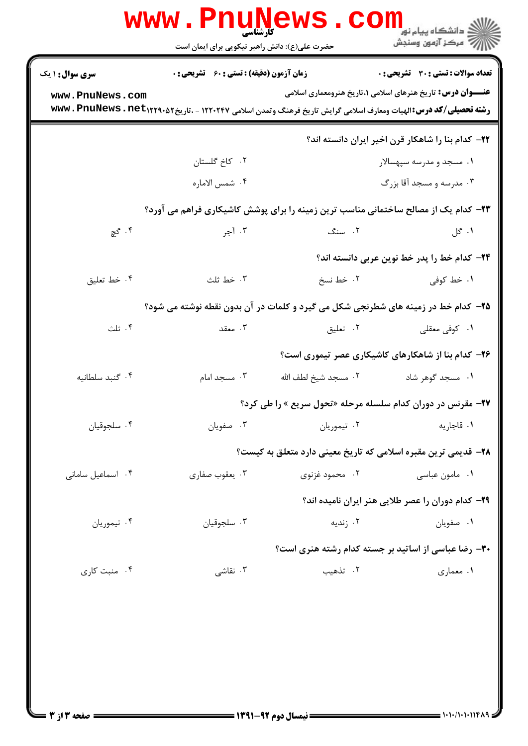**سری سوال:** ۱ یک　　**زمان آزمون (دقیقه) : تستی :** ۶۰ **تشریحی :** ۰　　**تعداد سوالات : تستی :** ۳۰ **تشریحی :** ۰

**عنـــوان درس:** تاریخ هنرهای اسلامی ۱،تاریخ هنرومعماری اسلامی

**رشته تحصیلی/کد درس:** الهیات ومعارف اسلامی گرایش تاریخ فرهنگ وتمدن اسلامی ۱۲۲۰۲۴۷ - ،تاریخ۱۲۲۹۰۵۲

۲۲- کدام بنا را شاهکار قرن اخیر ایران دانسته اند؟

۱. مسجد و مدرسه سپهسالار
۲. کاخ گلستان
۳. مدرسه و مسجد آقا بزرگ
۴. شمس الاماره

۲۳- کدام یک از مصالح ساختمانی مناسب ترین زمینه را برای پوشش کاشیکاری فراهم می آورد؟

۱. گل
۲. سنگ
۳. آجر
۴. گچ

۲۴- کدام خط را پدر خط نوین عربی دانسته اند؟

۱. خط کوفی
۲. خط نسخ
۳. خط ثلث
۴. خط تعلیق

۲۵- کدام خط در زمینه های شطرنجی شکل می گیرد و کلمات در آن بدون نقطه نوشته می شود؟

۱. کوفی معقلی
۲. تعلیق
۳. معقد
۴. ثلث

۲۶- کدام بنا از شاهکارهای کاشیکاری عصر تیموری است؟

۱. مسجد گوهر شاد
۲. مسجد شیخ لطف الله
۳. مسجد امام
۴. گنبد سلطانیه

۲۷- مقرنس در دوران کدام سلسله مرحله «تحول سریع » را طی کرد؟

۱. قاجاریه
۲. تیموریان
۳. صفویان
۴. سلجوقیان

۲۸- قدیمی ترین مقبره اسلامی که تاریخ معینی دارد متعلق به کیست؟

۱. مامون عباسی
۲. محمود غزنوی
۳. یعقوب صفاری
۴. اسماعیل سامانی

۲۹- کدام دوران را عصر طلایی هنر ایران نامیده اند؟

۱. صفویان
۲. زندیه
۳. سلجوقیان
۴. تیموریان

۳۰- رضا عباسی از اساتید بر جسته کدام رشته هنری است؟

۱. معماری
۲. تذهیب
۳. نقاشی
۴. منبت کاری